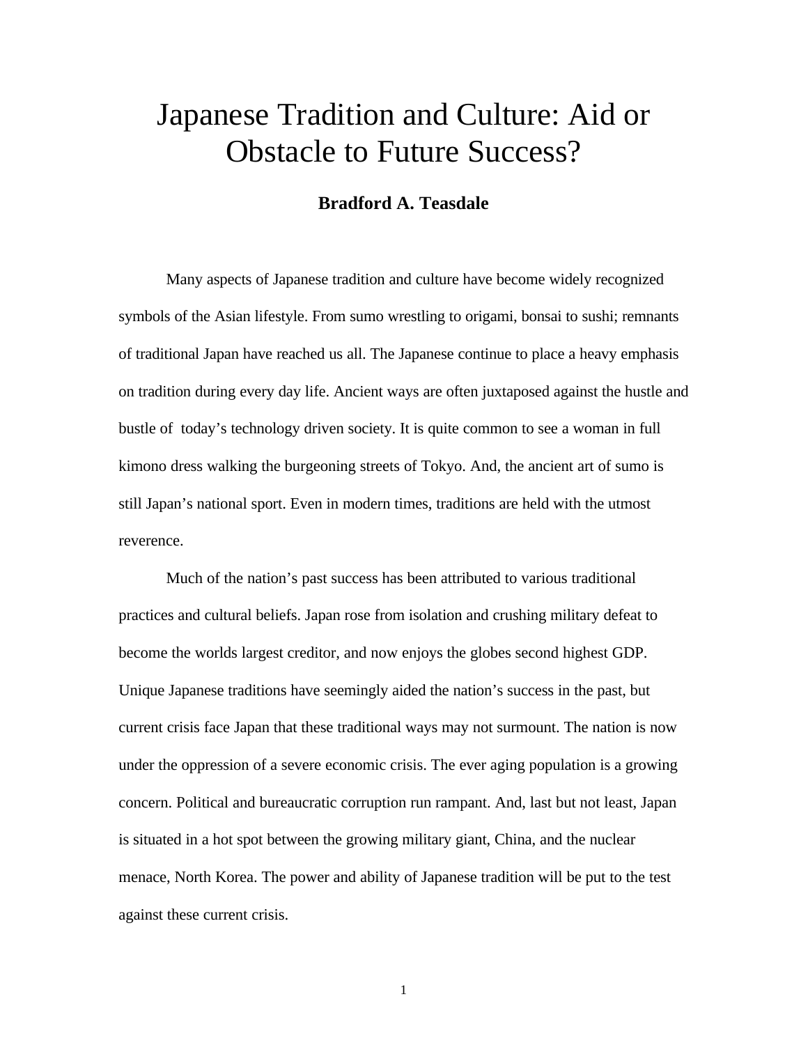# Japanese Tradition and Culture: Aid or Obstacle to Future Success?

**Bradford A. Teasdale**

Many aspects of Japanese tradition and culture have become widely recognized symbols of the Asian lifestyle. From sumo wrestling to origami, bonsai to sushi; remnants of traditional Japan have reached us all. The Japanese continue to place a heavy emphasis on tradition during every day life. Ancient ways are often juxtaposed against the hustle and bustle of today's technology driven society. It is quite common to see a woman in full kimono dress walking the burgeoning streets of Tokyo. And, the ancient art of sumo is still Japan's national sport. Even in modern times, traditions are held with the utmost reverence.

Much of the nation's past success has been attributed to various traditional practices and cultural beliefs. Japan rose from isolation and crushing military defeat to become the worlds largest creditor, and now enjoys the globes second highest GDP. Unique Japanese traditions have seemingly aided the nation's success in the past, but current crisis face Japan that these traditional ways may not surmount. The nation is now under the oppression of a severe economic crisis. The ever aging population is a growing concern. Political and bureaucratic corruption run rampant. And, last but not least, Japan is situated in a hot spot between the growing military giant, China, and the nuclear menace, North Korea. The power and ability of Japanese tradition will be put to the test against these current crisis.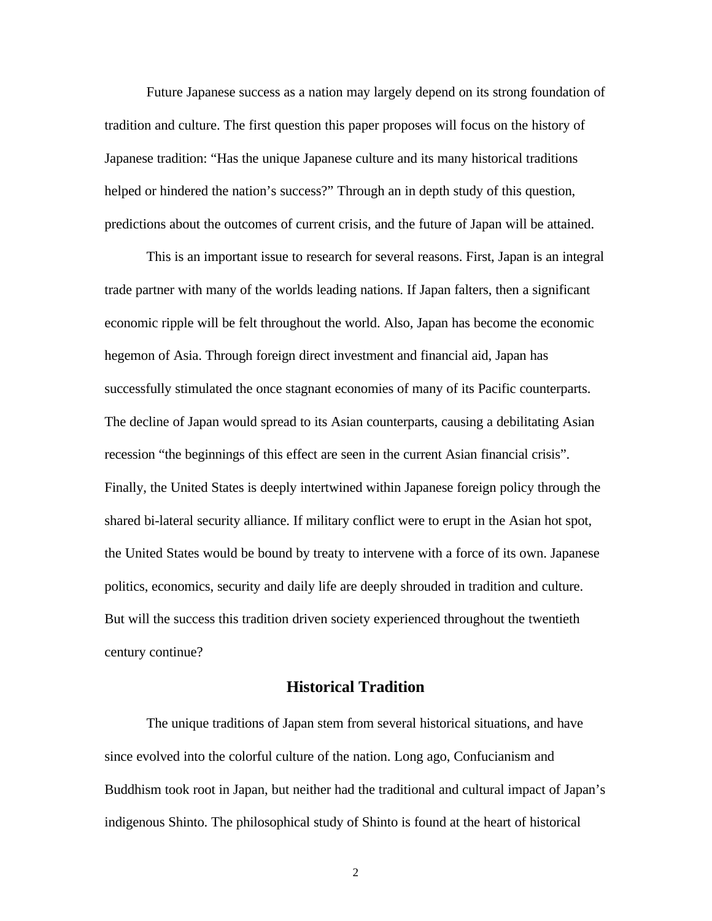Future Japanese success as a nation may largely depend on its strong foundation of tradition and culture. The first question this paper proposes will focus on the history of Japanese tradition: “Has the unique Japanese culture and its many historical traditions helped or hindered the nation’s success?” Through an in depth study of this question, predictions about the outcomes of current crisis, and the future of Japan will be attained.

This is an important issue to research for several reasons. First, Japan is an integral trade partner with many of the worlds leading nations. If Japan falters, then a significant economic ripple will be felt throughout the world. Also, Japan has become the economic hegemon of Asia. Through foreign direct investment and financial aid, Japan has successfully stimulated the once stagnant economies of many of its Pacific counterparts. The decline of Japan would spread to its Asian counterparts, causing a debilitating Asian recession “the beginnings of this effect are seen in the current Asian financial crisis”. Finally, the United States is deeply intertwined within Japanese foreign policy through the shared bi-lateral security alliance. If military conflict were to erupt in the Asian hot spot, the United States would be bound by treaty to intervene with a force of its own. Japanese politics, economics, security and daily life are deeply shrouded in tradition and culture. But will the success this tradition driven society experienced throughout the twentieth century continue?

## Historical Tradition

The unique traditions of Japan stem from several historical situations, and have since evolved into the colorful culture of the nation. Long ago, Confucianism and Buddhism took root in Japan, but neither had the traditional and cultural impact of Japan’s indigenous Shinto. The philosophical study of Shinto is found at the heart of historical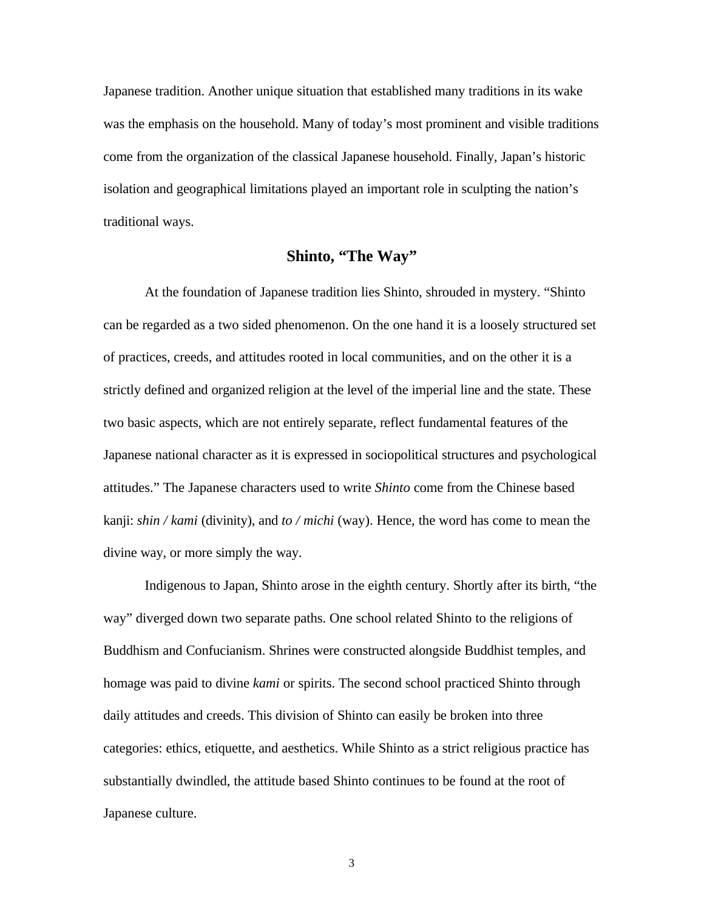Japanese tradition. Another unique situation that established many traditions in its wake was the emphasis on the household. Many of today's most prominent and visible traditions come from the organization of the classical Japanese household. Finally, Japan's historic isolation and geographical limitations played an important role in sculpting the nation's traditional ways.

## Shinto, "The Way"

At the foundation of Japanese tradition lies Shinto, shrouded in mystery. "Shinto can be regarded as a two sided phenomenon. On the one hand it is a loosely structured set of practices, creeds, and attitudes rooted in local communities, and on the other it is a strictly defined and organized religion at the level of the imperial line and the state. These two basic aspects, which are not entirely separate, reflect fundamental features of the Japanese national character as it is expressed in sociopolitical structures and psychological attitudes." The Japanese characters used to write *Shinto* come from the Chinese based kanji: *shin / kami* (divinity), and *to / michi* (way). Hence, the word has come to mean the divine way, or more simply the way.

Indigenous to Japan, Shinto arose in the eighth century. Shortly after its birth, "the way" diverged down two separate paths. One school related Shinto to the religions of Buddhism and Confucianism. Shrines were constructed alongside Buddhist temples, and homage was paid to divine *kami* or spirits. The second school practiced Shinto through daily attitudes and creeds. This division of Shinto can easily be broken into three categories: ethics, etiquette, and aesthetics. While Shinto as a strict religious practice has substantially dwindled, the attitude based Shinto continues to be found at the root of Japanese culture.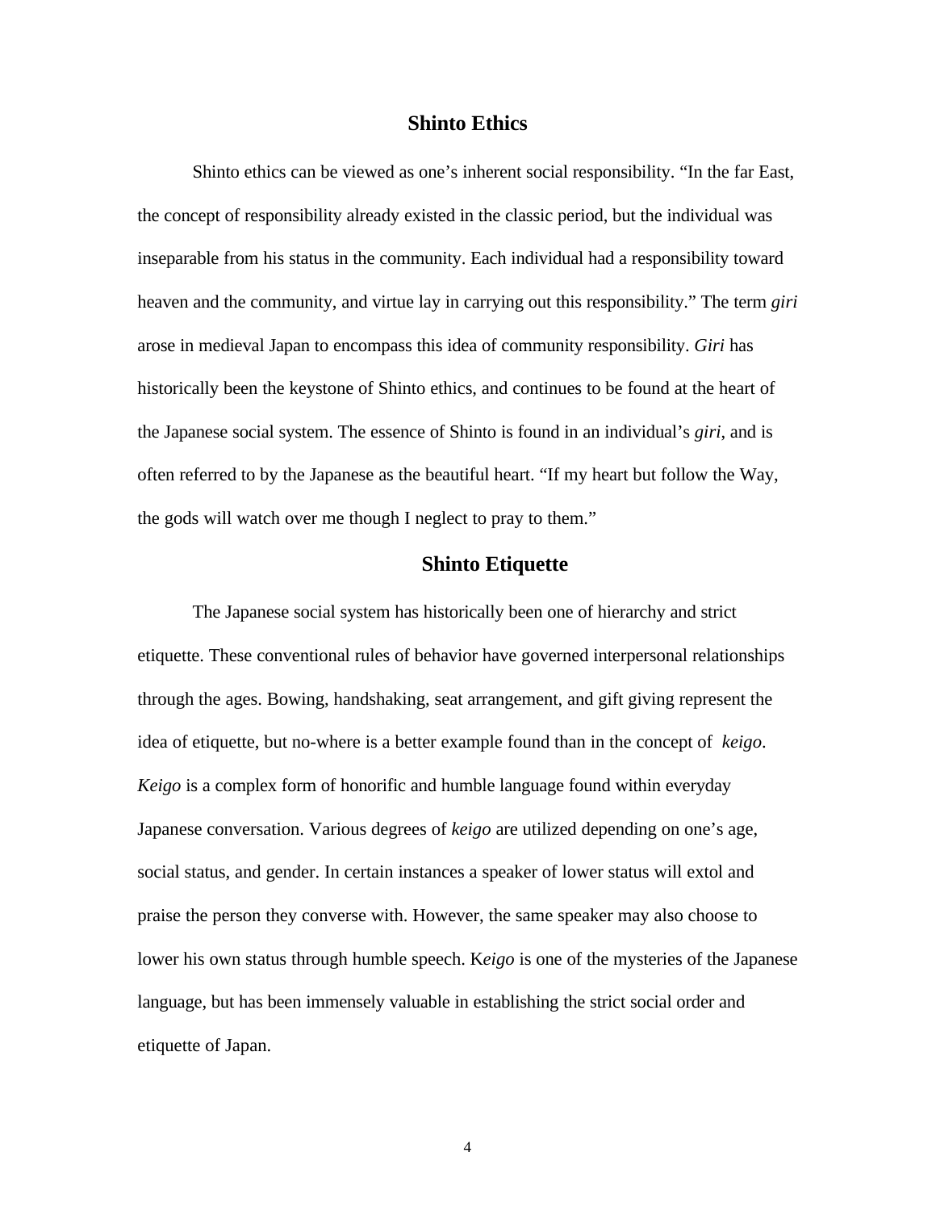## Shinto Ethics

Shinto ethics can be viewed as one's inherent social responsibility. "In the far East, the concept of responsibility already existed in the classic period, but the individual was inseparable from his status in the community. Each individual had a responsibility toward heaven and the community, and virtue lay in carrying out this responsibility." The term *giri* arose in medieval Japan to encompass this idea of community responsibility. *Giri* has historically been the keystone of Shinto ethics, and continues to be found at the heart of the Japanese social system. The essence of Shinto is found in an individual's *giri*, and is often referred to by the Japanese as the beautiful heart. "If my heart but follow the Way, the gods will watch over me though I neglect to pray to them."

## Shinto Etiquette

The Japanese social system has historically been one of hierarchy and strict etiquette. These conventional rules of behavior have governed interpersonal relationships through the ages. Bowing, handshaking, seat arrangement, and gift giving represent the idea of etiquette, but no-where is a better example found than in the concept of *keigo*. *Keigo* is a complex form of honorific and humble language found within everyday Japanese conversation. Various degrees of *keigo* are utilized depending on one's age, social status, and gender. In certain instances a speaker of lower status will extol and praise the person they converse with. However, the same speaker may also choose to lower his own status through humble speech. K*eigo* is one of the mysteries of the Japanese language, but has been immensely valuable in establishing the strict social order and etiquette of Japan.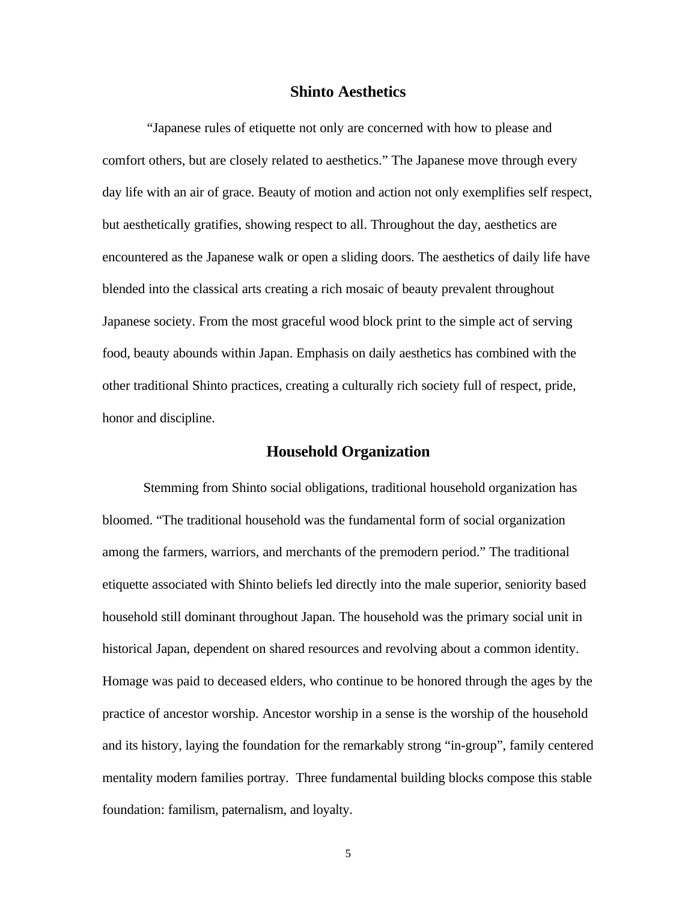## Shinto Aesthetics

"Japanese rules of etiquette not only are concerned with how to please and comfort others, but are closely related to aesthetics." The Japanese move through every day life with an air of grace. Beauty of motion and action not only exemplifies self respect, but aesthetically gratifies, showing respect to all. Throughout the day, aesthetics are encountered as the Japanese walk or open a sliding doors. The aesthetics of daily life have blended into the classical arts creating a rich mosaic of beauty prevalent throughout Japanese society. From the most graceful wood block print to the simple act of serving food, beauty abounds within Japan. Emphasis on daily aesthetics has combined with the other traditional Shinto practices, creating a culturally rich society full of respect, pride, honor and discipline.

## Household Organization

Stemming from Shinto social obligations, traditional household organization has bloomed. "The traditional household was the fundamental form of social organization among the farmers, warriors, and merchants of the premodern period." The traditional etiquette associated with Shinto beliefs led directly into the male superior, seniority based household still dominant throughout Japan. The household was the primary social unit in historical Japan, dependent on shared resources and revolving about a common identity. Homage was paid to deceased elders, who continue to be honored through the ages by the practice of ancestor worship. Ancestor worship in a sense is the worship of the household and its history, laying the foundation for the remarkably strong "in-group", family centered mentality modern families portray. Three fundamental building blocks compose this stable foundation: familism, paternalism, and loyalty.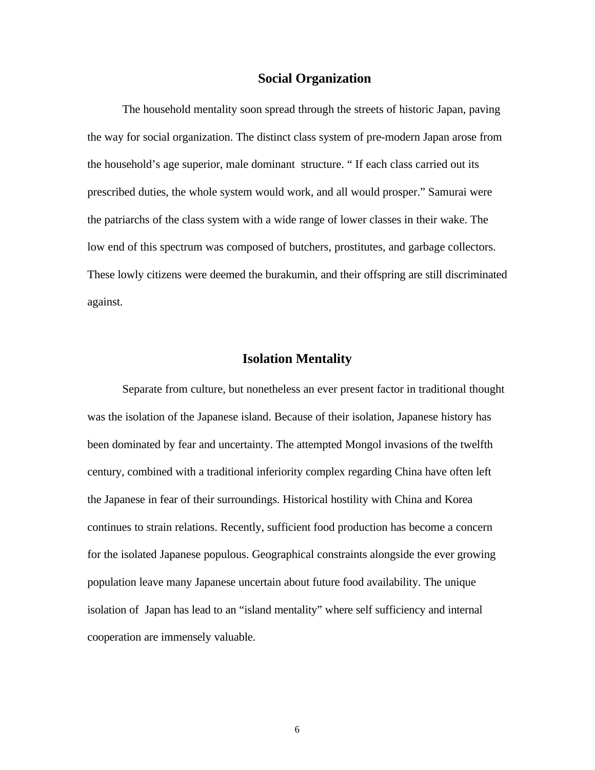## Social Organization

The household mentality soon spread through the streets of historic Japan, paving the way for social organization. The distinct class system of pre-modern Japan arose from the household's age superior, male dominant structure. " If each class carried out its prescribed duties, the whole system would work, and all would prosper." Samurai were the patriarchs of the class system with a wide range of lower classes in their wake. The low end of this spectrum was composed of butchers, prostitutes, and garbage collectors. These lowly citizens were deemed the burakumin, and their offspring are still discriminated against.

## Isolation Mentality

Separate from culture, but nonetheless an ever present factor in traditional thought was the isolation of the Japanese island. Because of their isolation, Japanese history has been dominated by fear and uncertainty. The attempted Mongol invasions of the twelfth century, combined with a traditional inferiority complex regarding China have often left the Japanese in fear of their surroundings. Historical hostility with China and Korea continues to strain relations. Recently, sufficient food production has become a concern for the isolated Japanese populous. Geographical constraints alongside the ever growing population leave many Japanese uncertain about future food availability. The unique isolation of Japan has lead to an "island mentality" where self sufficiency and internal cooperation are immensely valuable.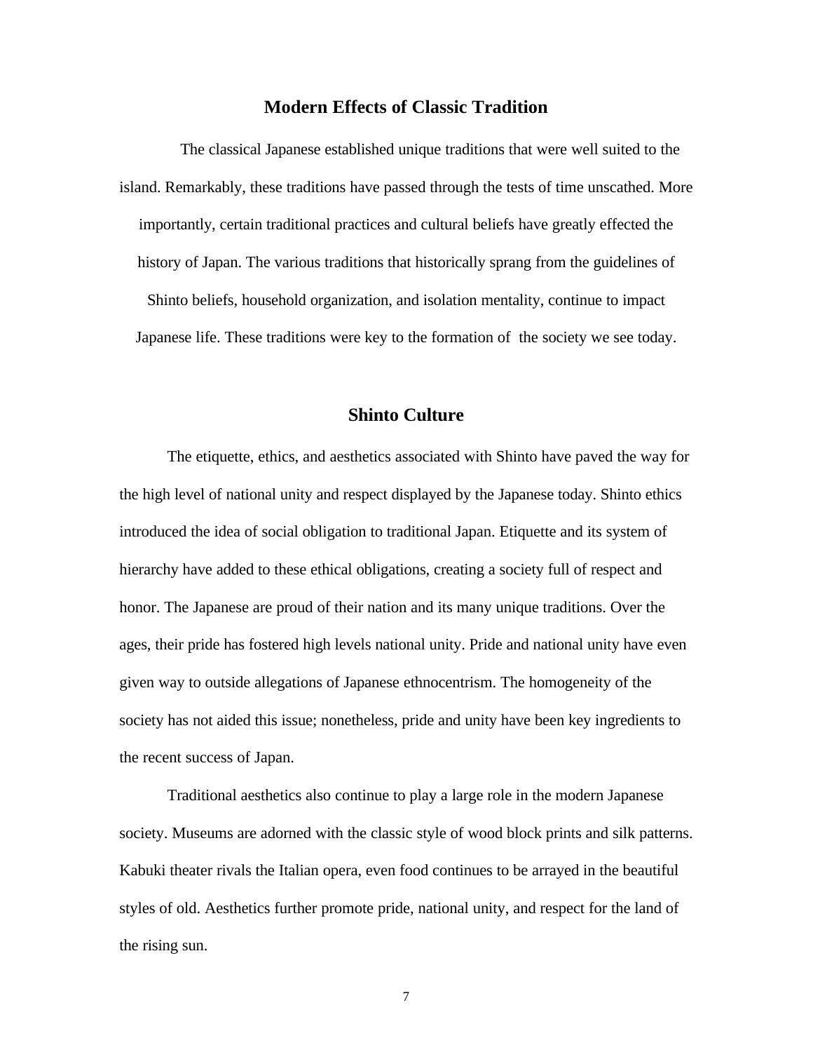## Modern Effects of Classic Tradition

The classical Japanese established unique traditions that were well suited to the island. Remarkably, these traditions have passed through the tests of time unscathed. More importantly, certain traditional practices and cultural beliefs have greatly effected the history of Japan. The various traditions that historically sprang from the guidelines of Shinto beliefs, household organization, and isolation mentality, continue to impact Japanese life. These traditions were key to the formation of the society we see today.

## Shinto Culture

The etiquette, ethics, and aesthetics associated with Shinto have paved the way for the high level of national unity and respect displayed by the Japanese today. Shinto ethics introduced the idea of social obligation to traditional Japan. Etiquette and its system of hierarchy have added to these ethical obligations, creating a society full of respect and honor. The Japanese are proud of their nation and its many unique traditions. Over the ages, their pride has fostered high levels national unity. Pride and national unity have even given way to outside allegations of Japanese ethnocentrism. The homogeneity of the society has not aided this issue; nonetheless, pride and unity have been key ingredients to the recent success of Japan.

Traditional aesthetics also continue to play a large role in the modern Japanese society. Museums are adorned with the classic style of wood block prints and silk patterns. Kabuki theater rivals the Italian opera, even food continues to be arrayed in the beautiful styles of old. Aesthetics further promote pride, national unity, and respect for the land of the rising sun.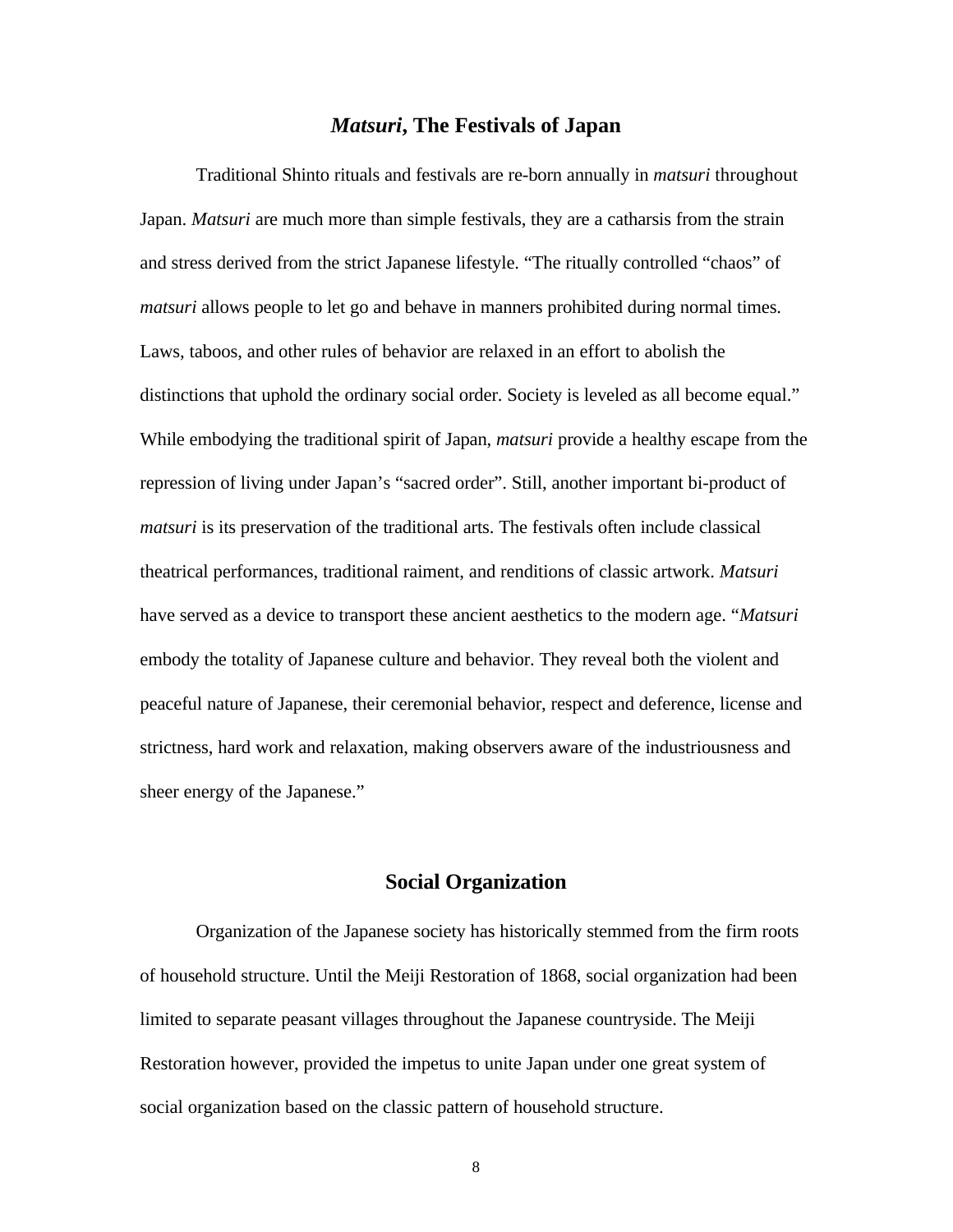## *Matsuri*, The Festivals of Japan

Traditional Shinto rituals and festivals are re-born annually in *matsuri* throughout Japan. *Matsuri* are much more than simple festivals, they are a catharsis from the strain and stress derived from the strict Japanese lifestyle. "The ritually controlled "chaos" of *matsuri* allows people to let go and behave in manners prohibited during normal times. Laws, taboos, and other rules of behavior are relaxed in an effort to abolish the distinctions that uphold the ordinary social order. Society is leveled as all become equal." While embodying the traditional spirit of Japan, *matsuri* provide a healthy escape from the repression of living under Japan's "sacred order". Still, another important bi-product of *matsuri* is its preservation of the traditional arts. The festivals often include classical theatrical performances, traditional raiment, and renditions of classic artwork. *Matsuri* have served as a device to transport these ancient aesthetics to the modern age. "*Matsuri* embody the totality of Japanese culture and behavior. They reveal both the violent and peaceful nature of Japanese, their ceremonial behavior, respect and deference, license and strictness, hard work and relaxation, making observers aware of the industriousness and sheer energy of the Japanese."

## Social Organization

Organization of the Japanese society has historically stemmed from the firm roots of household structure. Until the Meiji Restoration of 1868, social organization had been limited to separate peasant villages throughout the Japanese countryside. The Meiji Restoration however, provided the impetus to unite Japan under one great system of social organization based on the classic pattern of household structure.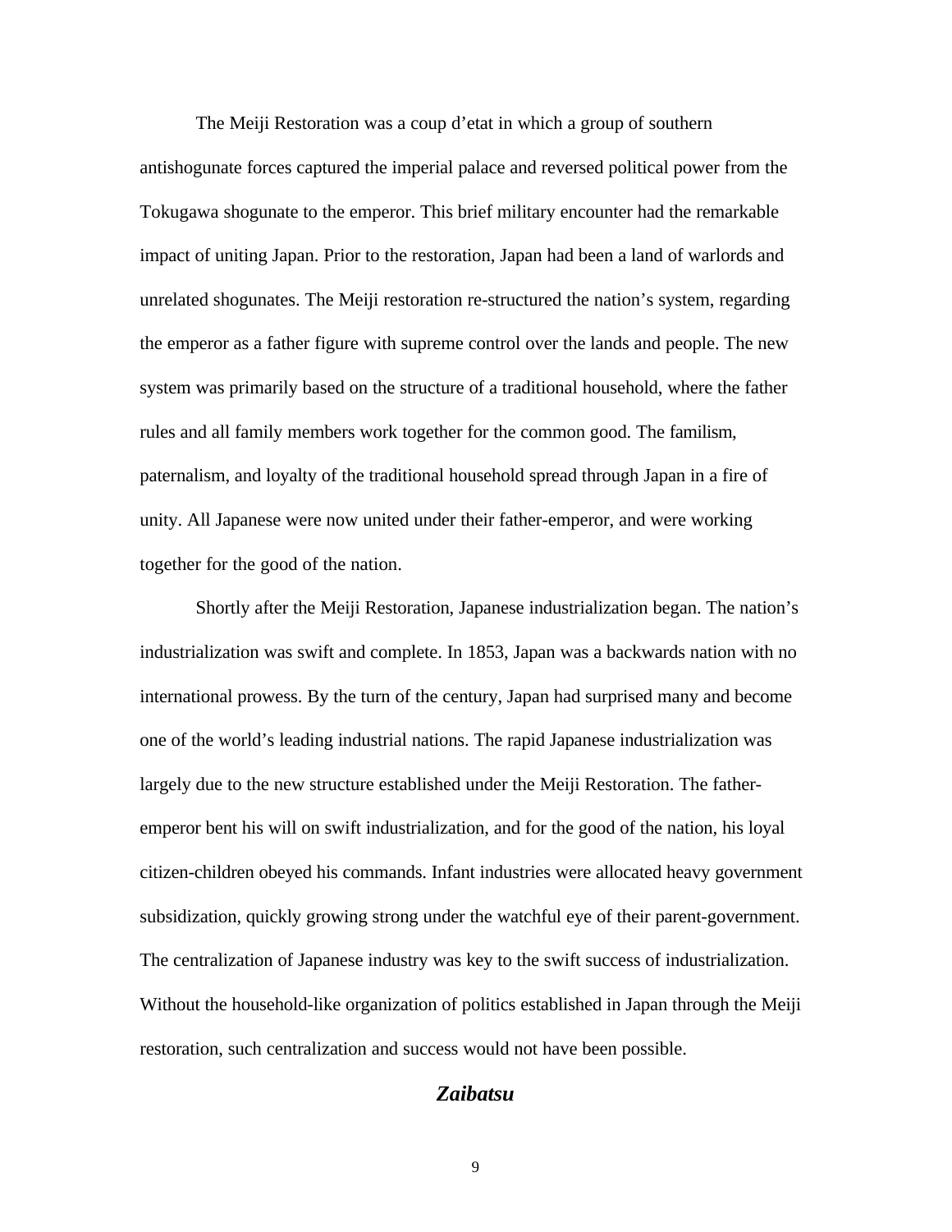The Meiji Restoration was a coup d'etat in which a group of southern antishogunate forces captured the imperial palace and reversed political power from the Tokugawa shogunate to the emperor. This brief military encounter had the remarkable impact of uniting Japan. Prior to the restoration, Japan had been a land of warlords and unrelated shogunates. The Meiji restoration re-structured the nation's system, regarding the emperor as a father figure with supreme control over the lands and people. The new system was primarily based on the structure of a traditional household, where the father rules and all family members work together for the common good. The familism, paternalism, and loyalty of the traditional household spread through Japan in a fire of unity. All Japanese were now united under their father-emperor, and were working together for the good of the nation.

Shortly after the Meiji Restoration, Japanese industrialization began. The nation's industrialization was swift and complete. In 1853, Japan was a backwards nation with no international prowess. By the turn of the century, Japan had surprised many and become one of the world's leading industrial nations. The rapid Japanese industrialization was largely due to the new structure established under the Meiji Restoration. The father-emperor bent his will on swift industrialization, and for the good of the nation, his loyal citizen-children obeyed his commands. Infant industries were allocated heavy government subsidization, quickly growing strong under the watchful eye of their parent-government. The centralization of Japanese industry was key to the swift success of industrialization. Without the household-like organization of politics established in Japan through the Meiji restoration, such centralization and success would not have been possible.

## *Zaibatsu*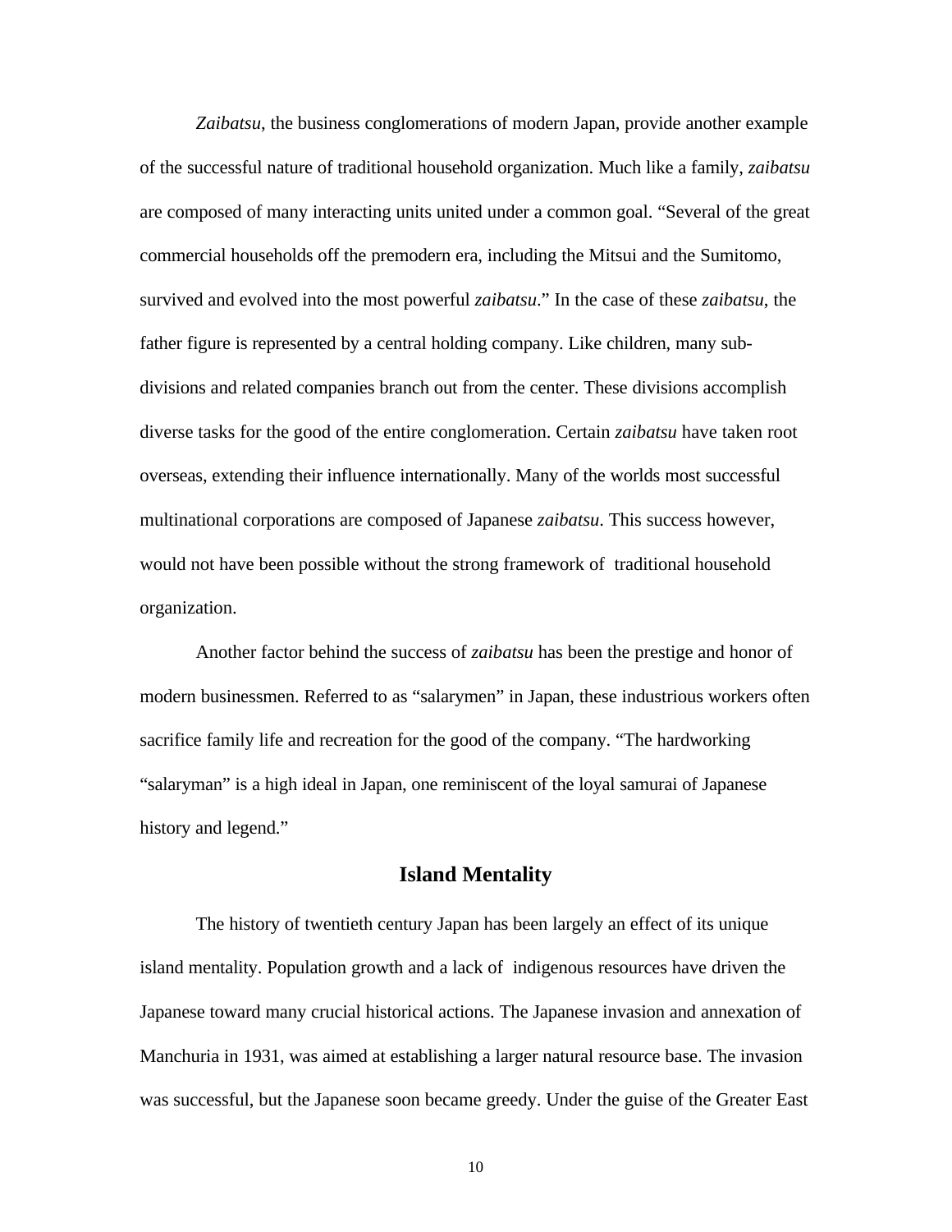*Zaibatsu*, the business conglomerations of modern Japan, provide another example of the successful nature of traditional household organization. Much like a family, *zaibatsu* are composed of many interacting units united under a common goal. "Several of the great commercial households off the premodern era, including the Mitsui and the Sumitomo, survived and evolved into the most powerful *zaibatsu*." In the case of these *zaibatsu*, the father figure is represented by a central holding company. Like children, many sub-divisions and related companies branch out from the center. These divisions accomplish diverse tasks for the good of the entire conglomeration. Certain *zaibatsu* have taken root overseas, extending their influence internationally. Many of the worlds most successful multinational corporations are composed of Japanese *zaibatsu*. This success however, would not have been possible without the strong framework of traditional household organization.

Another factor behind the success of *zaibatsu* has been the prestige and honor of modern businessmen. Referred to as "salarymen" in Japan, these industrious workers often sacrifice family life and recreation for the good of the company. "The hardworking "salaryman" is a high ideal in Japan, one reminiscent of the loyal samurai of Japanese history and legend."

## Island Mentality

The history of twentieth century Japan has been largely an effect of its unique island mentality. Population growth and a lack of indigenous resources have driven the Japanese toward many crucial historical actions. The Japanese invasion and annexation of Manchuria in 1931, was aimed at establishing a larger natural resource base. The invasion was successful, but the Japanese soon became greedy. Under the guise of the Greater East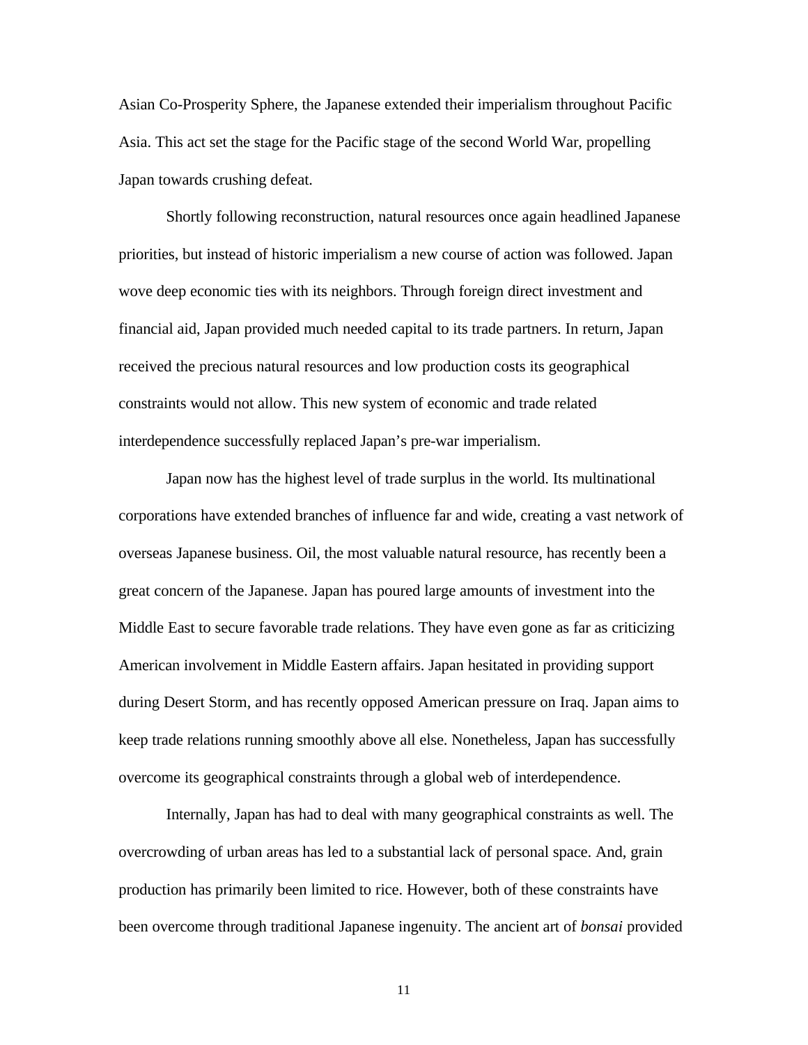Asian Co-Prosperity Sphere, the Japanese extended their imperialism throughout Pacific Asia. This act set the stage for the Pacific stage of the second World War, propelling Japan towards crushing defeat.

Shortly following reconstruction, natural resources once again headlined Japanese priorities, but instead of historic imperialism a new course of action was followed. Japan wove deep economic ties with its neighbors. Through foreign direct investment and financial aid, Japan provided much needed capital to its trade partners. In return, Japan received the precious natural resources and low production costs its geographical constraints would not allow. This new system of economic and trade related interdependence successfully replaced Japan's pre-war imperialism.

Japan now has the highest level of trade surplus in the world. Its multinational corporations have extended branches of influence far and wide, creating a vast network of overseas Japanese business. Oil, the most valuable natural resource, has recently been a great concern of the Japanese. Japan has poured large amounts of investment into the Middle East to secure favorable trade relations. They have even gone as far as criticizing American involvement in Middle Eastern affairs. Japan hesitated in providing support during Desert Storm, and has recently opposed American pressure on Iraq. Japan aims to keep trade relations running smoothly above all else. Nonetheless, Japan has successfully overcome its geographical constraints through a global web of interdependence.

Internally, Japan has had to deal with many geographical constraints as well. The overcrowding of urban areas has led to a substantial lack of personal space. And, grain production has primarily been limited to rice. However, both of these constraints have been overcome through traditional Japanese ingenuity. The ancient art of *bonsai* provided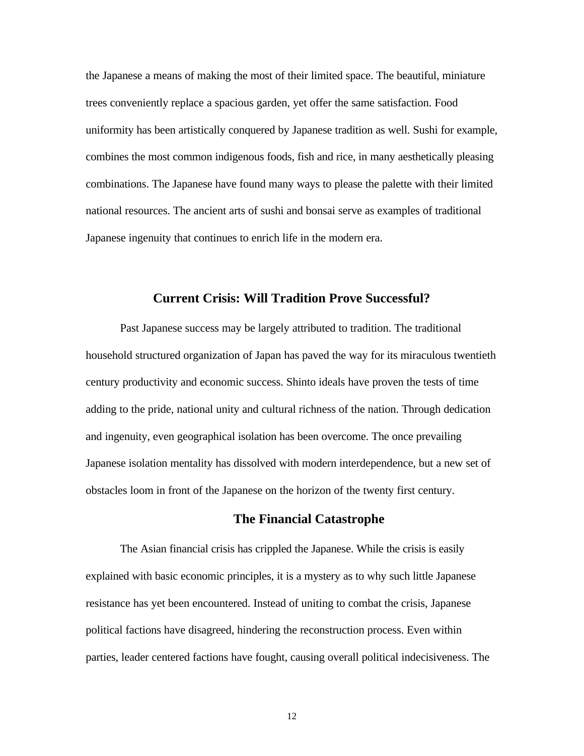the Japanese a means of making the most of their limited space. The beautiful, miniature trees conveniently replace a spacious garden, yet offer the same satisfaction. Food uniformity has been artistically conquered by Japanese tradition as well. Sushi for example, combines the most common indigenous foods, fish and rice, in many aesthetically pleasing combinations. The Japanese have found many ways to please the palette with their limited national resources. The ancient arts of sushi and bonsai serve as examples of traditional Japanese ingenuity that continues to enrich life in the modern era.

## Current Crisis: Will Tradition Prove Successful?

Past Japanese success may be largely attributed to tradition. The traditional household structured organization of Japan has paved the way for its miraculous twentieth century productivity and economic success. Shinto ideals have proven the tests of time adding to the pride, national unity and cultural richness of the nation. Through dedication and ingenuity, even geographical isolation has been overcome. The once prevailing Japanese isolation mentality has dissolved with modern interdependence, but a new set of obstacles loom in front of the Japanese on the horizon of the twenty first century.

### The Financial Catastrophe

The Asian financial crisis has crippled the Japanese. While the crisis is easily explained with basic economic principles, it is a mystery as to why such little Japanese resistance has yet been encountered. Instead of uniting to combat the crisis, Japanese political factions have disagreed, hindering the reconstruction process. Even within parties, leader centered factions have fought, causing overall political indecisiveness. The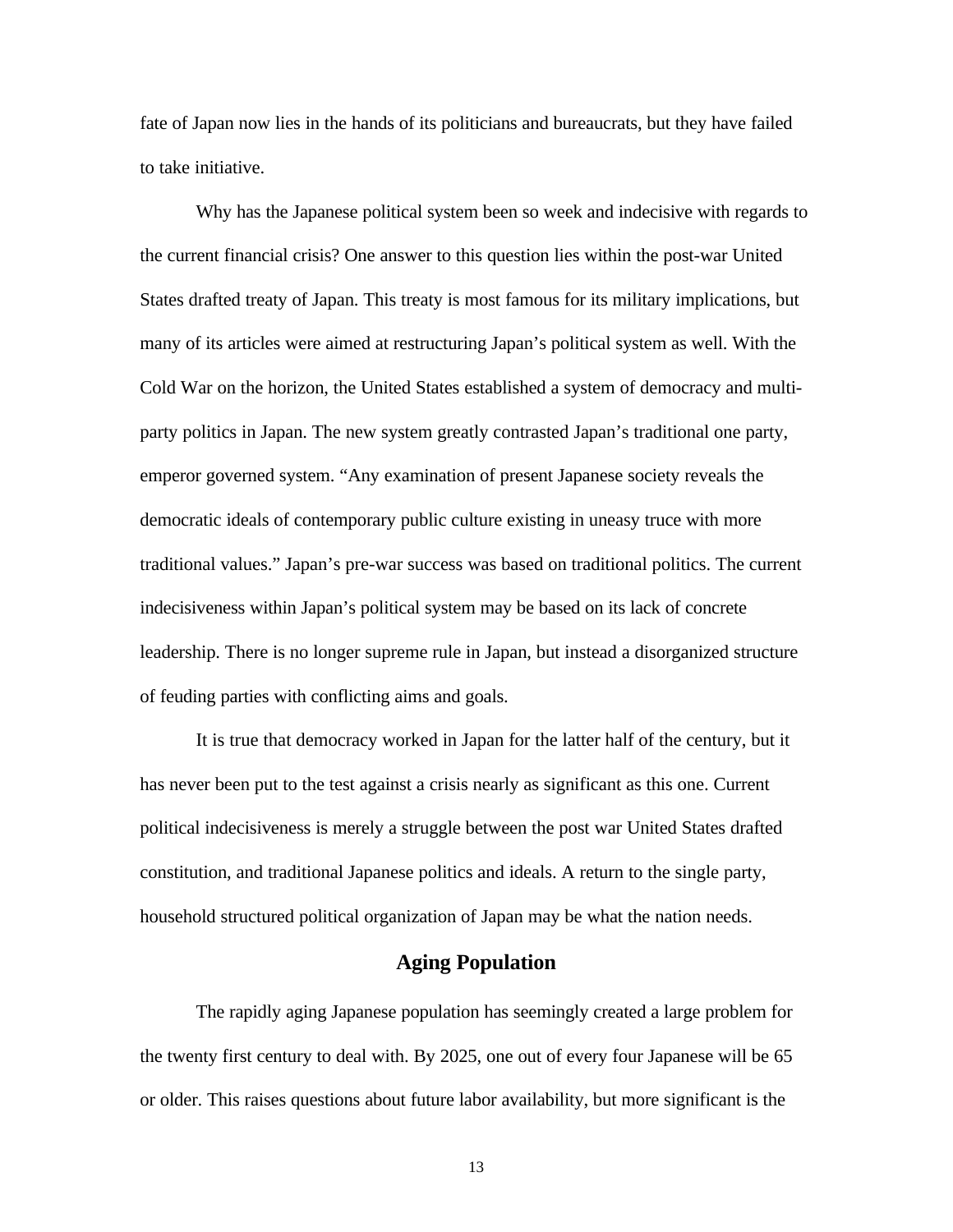fate of Japan now lies in the hands of its politicians and bureaucrats, but they have failed to take initiative.

Why has the Japanese political system been so week and indecisive with regards to the current financial crisis? One answer to this question lies within the post-war United States drafted treaty of Japan. This treaty is most famous for its military implications, but many of its articles were aimed at restructuring Japan's political system as well. With the Cold War on the horizon, the United States established a system of democracy and multi-party politics in Japan. The new system greatly contrasted Japan's traditional one party, emperor governed system. "Any examination of present Japanese society reveals the democratic ideals of contemporary public culture existing in uneasy truce with more traditional values." Japan's pre-war success was based on traditional politics. The current indecisiveness within Japan's political system may be based on its lack of concrete leadership. There is no longer supreme rule in Japan, but instead a disorganized structure of feuding parties with conflicting aims and goals.

It is true that democracy worked in Japan for the latter half of the century, but it has never been put to the test against a crisis nearly as significant as this one. Current political indecisiveness is merely a struggle between the post war United States drafted constitution, and traditional Japanese politics and ideals. A return to the single party, household structured political organization of Japan may be what the nation needs.

## Aging Population

The rapidly aging Japanese population has seemingly created a large problem for the twenty first century to deal with. By 2025, one out of every four Japanese will be 65 or older. This raises questions about future labor availability, but more significant is the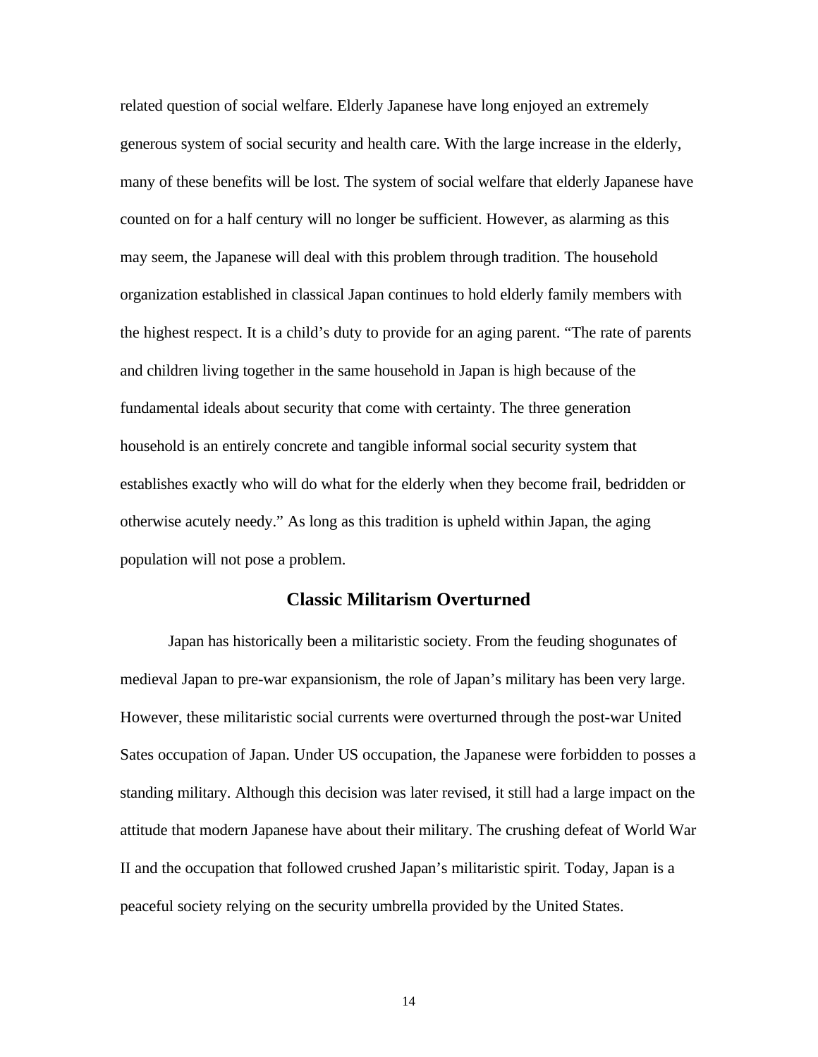related question of social welfare. Elderly Japanese have long enjoyed an extremely generous system of social security and health care. With the large increase in the elderly, many of these benefits will be lost. The system of social welfare that elderly Japanese have counted on for a half century will no longer be sufficient. However, as alarming as this may seem, the Japanese will deal with this problem through tradition. The household organization established in classical Japan continues to hold elderly family members with the highest respect. It is a child's duty to provide for an aging parent. "The rate of parents and children living together in the same household in Japan is high because of the fundamental ideals about security that come with certainty. The three generation household is an entirely concrete and tangible informal social security system that establishes exactly who will do what for the elderly when they become frail, bedridden or otherwise acutely needy." As long as this tradition is upheld within Japan, the aging population will not pose a problem.

## Classic Militarism Overturned

Japan has historically been a militaristic society. From the feuding shogunates of medieval Japan to pre-war expansionism, the role of Japan's military has been very large. However, these militaristic social currents were overturned through the post-war United Sates occupation of Japan. Under US occupation, the Japanese were forbidden to posses a standing military. Although this decision was later revised, it still had a large impact on the attitude that modern Japanese have about their military. The crushing defeat of World War II and the occupation that followed crushed Japan's militaristic spirit. Today, Japan is a peaceful society relying on the security umbrella provided by the United States.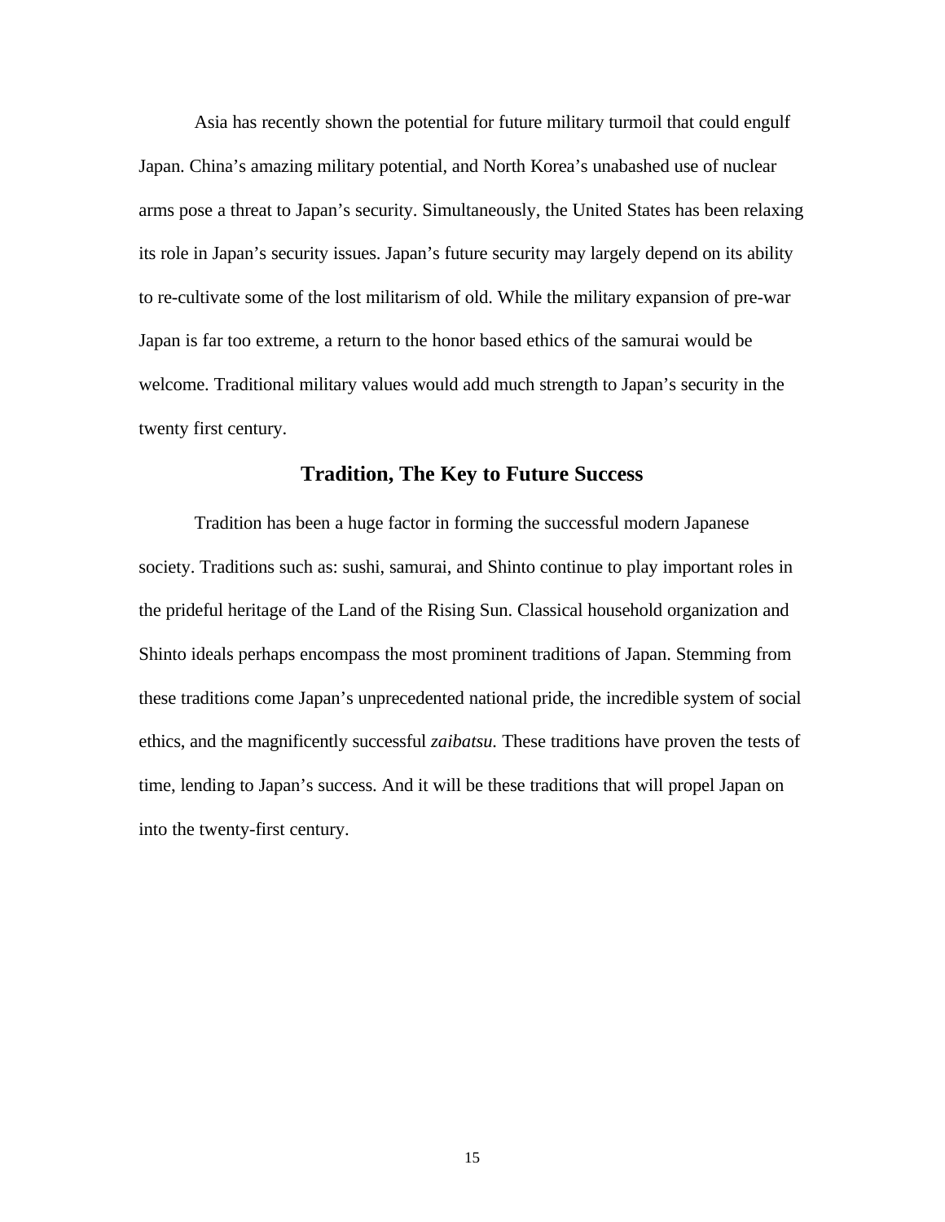Asia has recently shown the potential for future military turmoil that could engulf Japan. China's amazing military potential, and North Korea's unabashed use of nuclear arms pose a threat to Japan's security. Simultaneously, the United States has been relaxing its role in Japan's security issues. Japan's future security may largely depend on its ability to re-cultivate some of the lost militarism of old. While the military expansion of pre-war Japan is far too extreme, a return to the honor based ethics of the samurai would be welcome. Traditional military values would add much strength to Japan's security in the twenty first century.

## Tradition, The Key to Future Success

Tradition has been a huge factor in forming the successful modern Japanese society. Traditions such as: sushi, samurai, and Shinto continue to play important roles in the prideful heritage of the Land of the Rising Sun. Classical household organization and Shinto ideals perhaps encompass the most prominent traditions of Japan. Stemming from these traditions come Japan's unprecedented national pride, the incredible system of social ethics, and the magnificently successful *zaibatsu.* These traditions have proven the tests of time, lending to Japan's success. And it will be these traditions that will propel Japan on into the twenty-first century.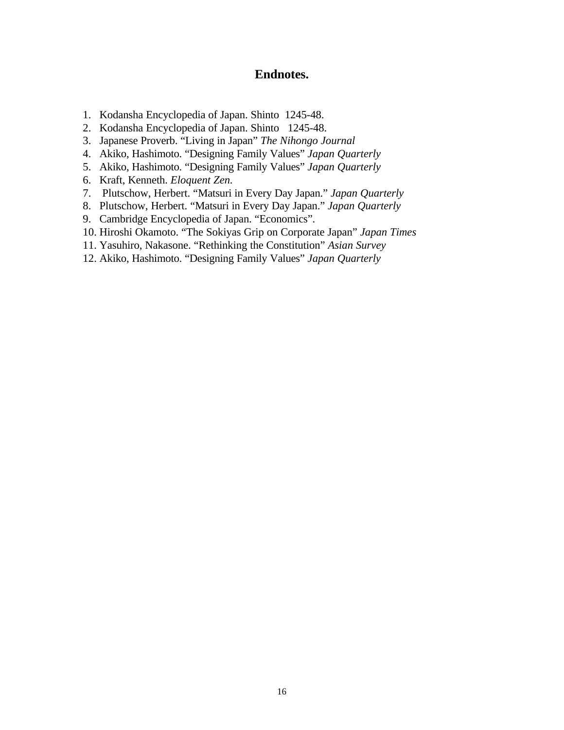## Endnotes.

1. Kodansha Encyclopedia of Japan. Shinto 1245-48.
2. Kodansha Encyclopedia of Japan. Shinto 1245-48.
3. Japanese Proverb. "Living in Japan" *The Nihongo Journal*
4. Akiko, Hashimoto. "Designing Family Values" *Japan Quarterly*
5. Akiko, Hashimoto. "Designing Family Values" *Japan Quarterly*
6. Kraft, Kenneth. *Eloquent Zen.*
7. Plutschow, Herbert. "Matsuri in Every Day Japan." *Japan Quarterly*
8. Plutschow, Herbert. "Matsuri in Every Day Japan." *Japan Quarterly*
9. Cambridge Encyclopedia of Japan. "Economics".
10. Hiroshi Okamoto. "The Sokiyas Grip on Corporate Japan" *Japan Times*
11. Yasuhiro, Nakasone. "Rethinking the Constitution" *Asian Survey*
12. Akiko, Hashimoto. "Designing Family Values" *Japan Quarterly*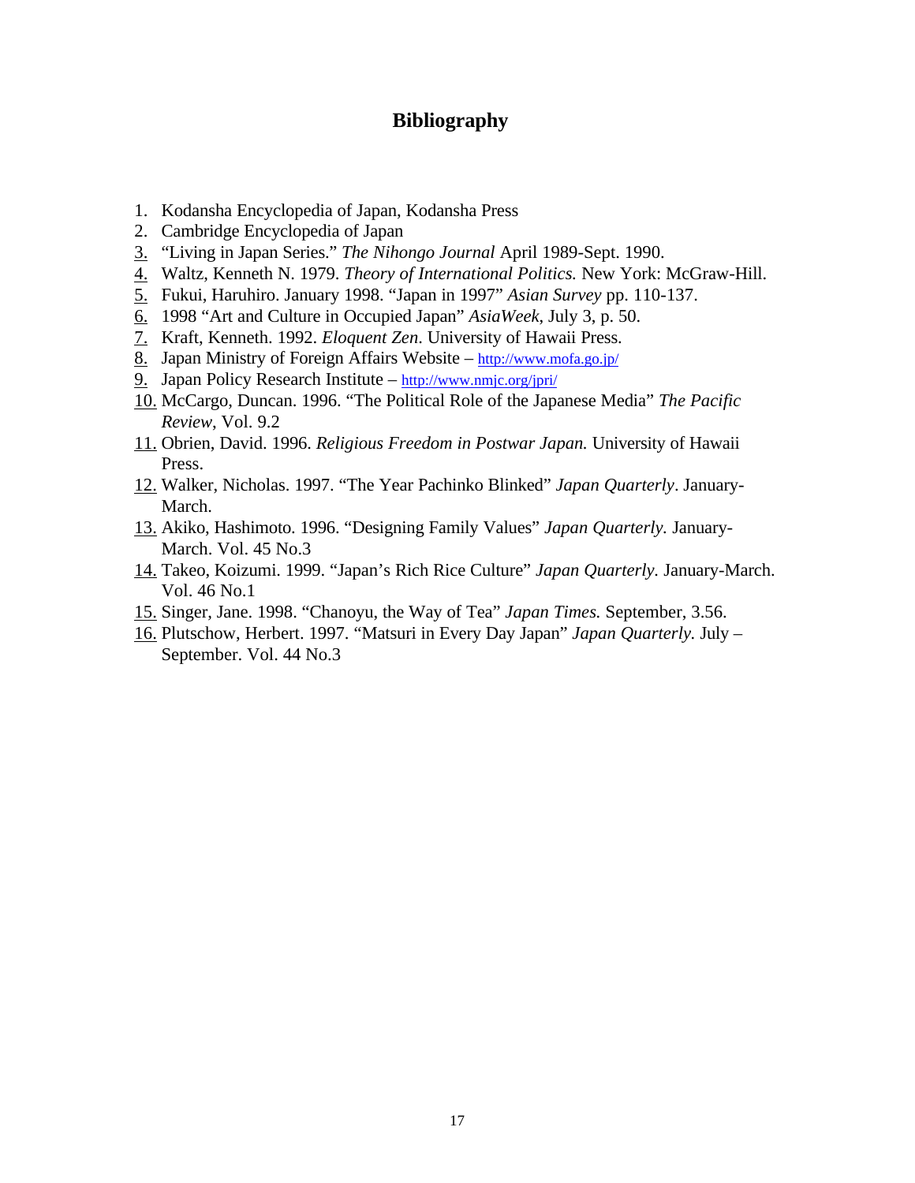# Bibliography

1. Kodansha Encyclopedia of Japan, Kodansha Press
2. Cambridge Encyclopedia of Japan
3. "Living in Japan Series." *The Nihongo Journal* April 1989-Sept. 1990.
4. Waltz, Kenneth N. 1979. *Theory of International Politics.* New York: McGraw-Hill.
5. Fukui, Haruhiro. January 1998. "Japan in 1997" *Asian Survey* pp. 110-137.
6. 1998 "Art and Culture in Occupied Japan" *AsiaWeek*, July 3, p. 50.
7. Kraft, Kenneth. 1992. *Eloquent Zen*. University of Hawaii Press.
8. Japan Ministry of Foreign Affairs Website – http://www.mofa.go.jp/
9. Japan Policy Research Institute – http://www.nmjc.org/jpri/
10. McCargo, Duncan. 1996. "The Political Role of the Japanese Media" *The Pacific Review*, Vol. 9.2
11. Obrien, David. 1996. *Religious Freedom in Postwar Japan.* University of Hawaii Press.
12. Walker, Nicholas. 1997. "The Year Pachinko Blinked" *Japan Quarterly*. January-March.
13. Akiko, Hashimoto. 1996. "Designing Family Values" *Japan Quarterly.* January-March. Vol. 45 No.3
14. Takeo, Koizumi. 1999. "Japan's Rich Rice Culture" *Japan Quarterly.* January-March. Vol. 46 No.1
15. Singer, Jane. 1998. "Chanoyu, the Way of Tea" *Japan Times.* September, 3.56.
16. Plutschow, Herbert. 1997. "Matsuri in Every Day Japan" *Japan Quarterly.* July – September. Vol. 44 No.3